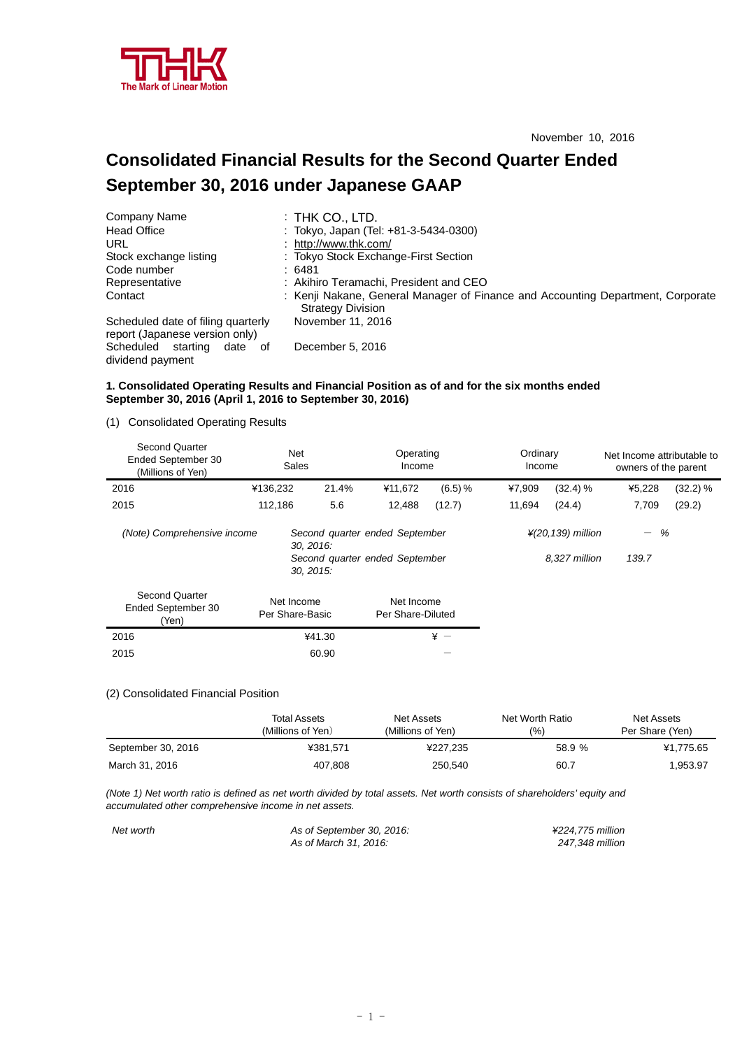THK
The Mark of Linear Motion

November 10, 2016

# Consolidated Financial Results for the Second Quarter Ended September 30, 2016 under Japanese GAAP

| | |
|---|---|
| Company Name | : THK CO., LTD. |
| Head Office | : Tokyo, Japan (Tel: +81-3-5434-0300) |
| URL | : http://www.thk.com/ |
| Stock exchange listing | : Tokyo Stock Exchange-First Section |
| Code number | : 6481 |
| Representative | : Akihiro Teramachi, President and CEO |
| Contact | : Kenji Nakane, General Manager of Finance and Accounting Department, Corporate Strategy Division |
| Scheduled date of filing quarterly report (Japanese version only) | November 11, 2016 |
| Scheduled starting date of dividend payment | December 5, 2016 |

**1. Consolidated Operating Results and Financial Position as of and for the six months ended September 30, 2016 (April 1, 2016 to September 30, 2016)**

(1) Consolidated Operating Results

| Second Quarter Ended September 30 (Millions of Yen) | Net Sales | | Operating Income | | Ordinary Income | | Net Income attributable to owners of the parent | |
|---|---|---|---|---|---|---|---|---|
| 2016 | ¥136,232 | 21.4% | ¥11,672 | (6.5) % | ¥7,909 | (32.4) % | ¥5,228 | (32.2) % |
| 2015 | 112,186 | 5.6 | 12,488 | (12.7) | 11,694 | (24.4) | 7,709 | (29.2) |

| | | | |
|---|---|---|---|
| *(Note) Comprehensive income* | *Second quarter ended September 30, 2016:* | *¥(20,139) million* | *－ %* |
| | *Second quarter ended September 30, 2015:* | *8,327 million* | *139.7* |

| Second Quarter Ended September 30 (Yen) | Net Income Per Share-Basic | Net Income Per Share-Diluted |
|---|---|---|
| 2016 | ¥41.30 | ¥ － |
| 2015 | 60.90 | － |

(2) Consolidated Financial Position

| | Total Assets (Millions of Yen) | Net Assets (Millions of Yen) | Net Worth Ratio (%) | Net Assets Per Share (Yen) |
|---|---|---|---|---|
| September 30, 2016 | ¥381,571 | ¥227,235 | 58.9 % | ¥1,775.65 |
| March 31, 2016 | 407,808 | 250,540 | 60.7 | 1,953.97 |

*(Note 1) Net worth ratio is defined as net worth divided by total assets. Net worth consists of shareholders' equity and accumulated other comprehensive income in net assets.*

| | | |
|---|---|---|
| *Net worth* | *As of September 30, 2016:* | *¥224,775 million* |
| | *As of March 31, 2016:* | *247,348 million* |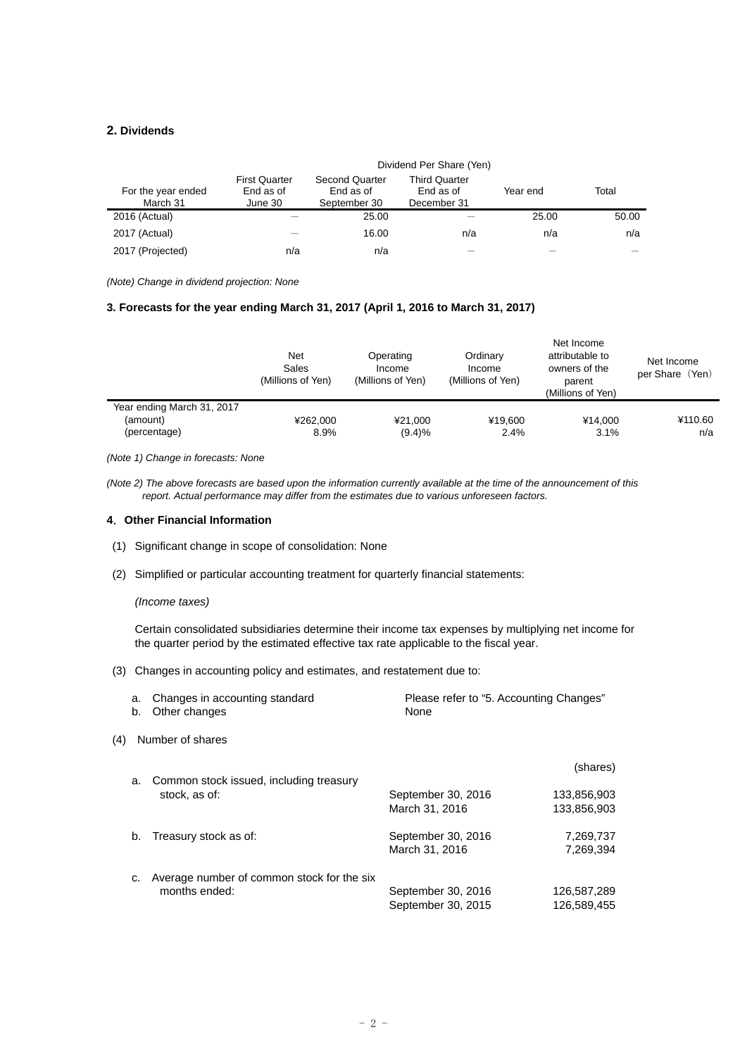## 2. Dividends

| For the year ended March 31 | Dividend Per Share (Yen) | | | | |
|---|---|---|---|---|---|
| | First Quarter End as of June 30 | Second Quarter End as of September 30 | Third Quarter End as of December 31 | Year end | Total |
| 2016 (Actual) | ― | 25.00 | ― | 25.00 | 50.00 |
| 2017 (Actual) | ― | 16.00 | n/a | n/a | n/a |
| 2017 (Projected) | n/a | n/a | ― | ― | ― |

*(Note) Change in dividend projection: None*

### 3. Forecasts for the year ending March 31, 2017 (April 1, 2016 to March 31, 2017)

| | Net Sales (Millions of Yen) | Operating Income (Millions of Yen) | Ordinary Income (Millions of Yen) | Net Income attributable to owners of the parent (Millions of Yen) | Net Income per Share（Yen） |
|---|---|---|---|---|---|
| Year ending March 31, 2017 | | | | | |
| (amount) | ¥262,000 | ¥21,000 | ¥19,600 | ¥14,000 | ¥110.60 |
| (percentage) | 8.9% | (9.4)% | 2.4% | 3.1% | n/a |

*(Note 1) Change in forecasts: None*

*(Note 2) The above forecasts are based upon the information currently available at the time of the announcement of this report. Actual performance may differ from the estimates due to various unforeseen factors.*

### 4. Other Financial Information

(1) Significant change in scope of consolidation: None

(2) Simplified or particular accounting treatment for quarterly financial statements:

*(Income taxes)*

Certain consolidated subsidiaries determine their income tax expenses by multiplying net income for the quarter period by the estimated effective tax rate applicable to the fiscal year.

(3) Changes in accounting policy and estimates, and restatement due to:

a. Changes in accounting standard — Please refer to “5. Accounting Changes”
b. Other changes — None

(4) Number of shares

| | | (shares) |
|---|---|---|
| a. Common stock issued, including treasury stock, as of: | September 30, 2016 | 133,856,903 |
| | March 31, 2016 | 133,856,903 |
| b. Treasury stock as of: | September 30, 2016 | 7,269,737 |
| | March 31, 2016 | 7,269,394 |
| c. Average number of common stock for the six months ended: | September 30, 2016 | 126,587,289 |
| | September 30, 2015 | 126,589,455 |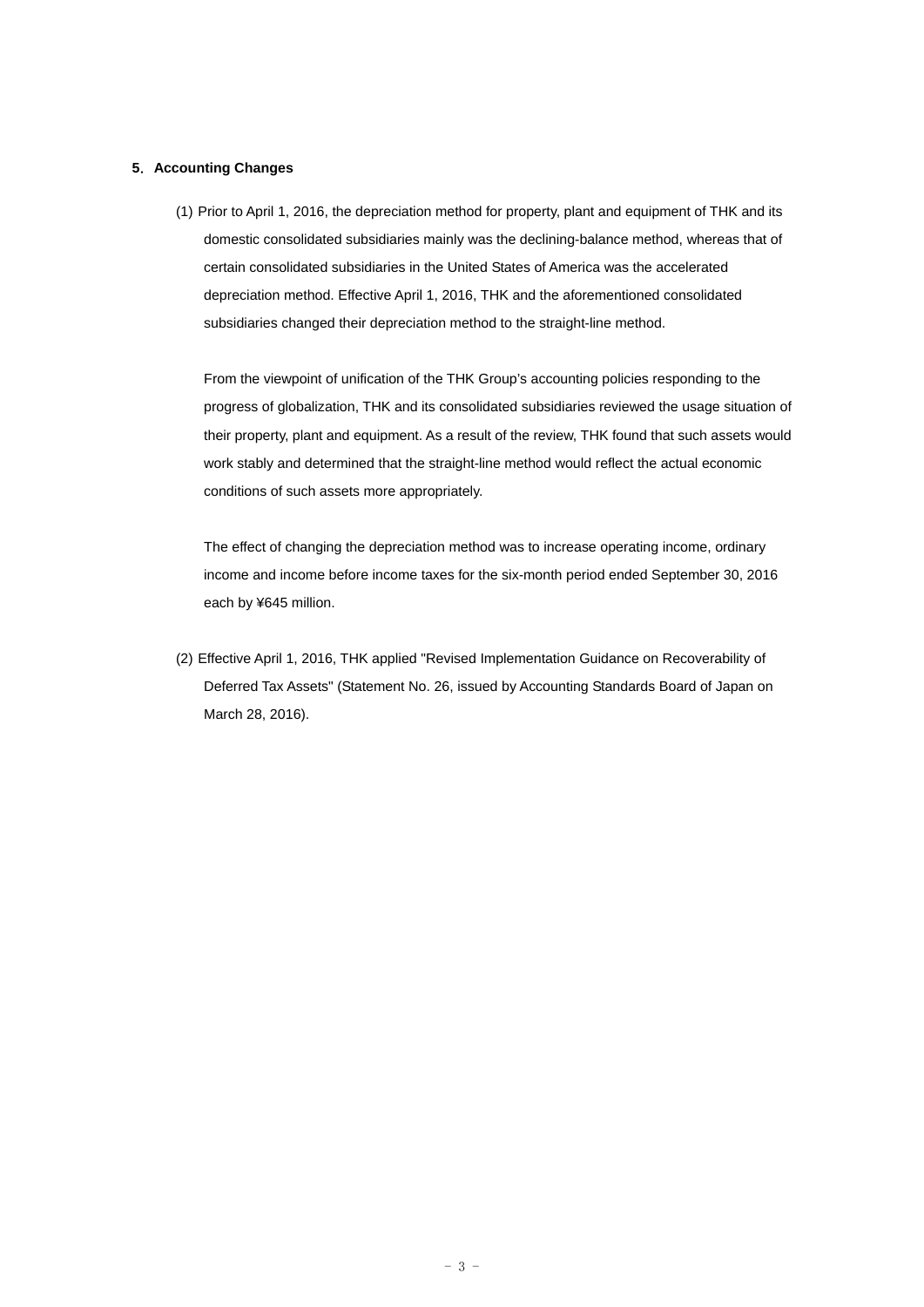## 5. Accounting Changes

(1) Prior to April 1, 2016, the depreciation method for property, plant and equipment of THK and its domestic consolidated subsidiaries mainly was the declining-balance method, whereas that of certain consolidated subsidiaries in the United States of America was the accelerated depreciation method. Effective April 1, 2016, THK and the aforementioned consolidated subsidiaries changed their depreciation method to the straight-line method.

From the viewpoint of unification of the THK Group's accounting policies responding to the progress of globalization, THK and its consolidated subsidiaries reviewed the usage situation of their property, plant and equipment. As a result of the review, THK found that such assets would work stably and determined that the straight-line method would reflect the actual economic conditions of such assets more appropriately.

The effect of changing the depreciation method was to increase operating income, ordinary income and income before income taxes for the six-month period ended September 30, 2016 each by ¥645 million.

(2) Effective April 1, 2016, THK applied "Revised Implementation Guidance on Recoverability of Deferred Tax Assets" (Statement No. 26, issued by Accounting Standards Board of Japan on March 28, 2016).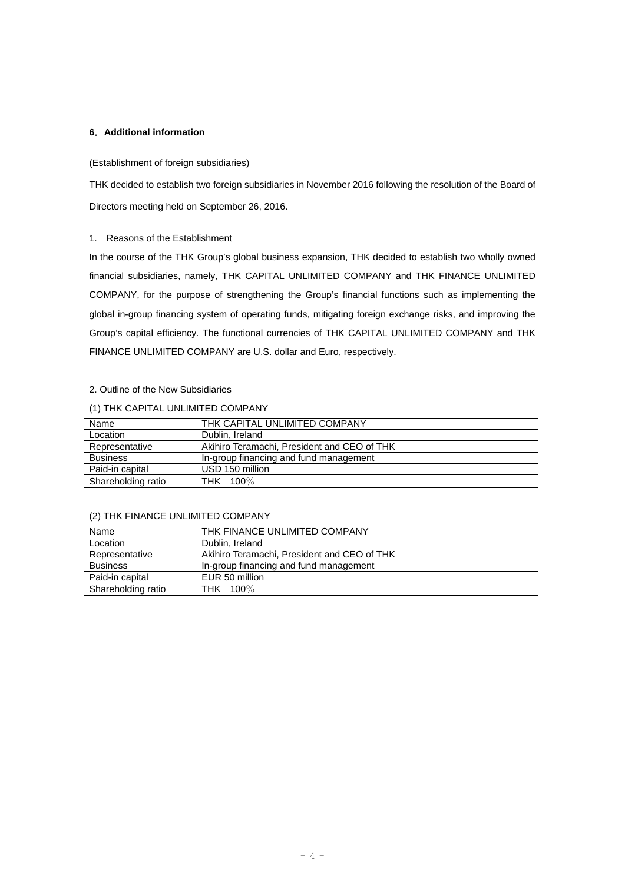## 6. Additional information

(Establishment of foreign subsidiaries)

THK decided to establish two foreign subsidiaries in November 2016 following the resolution of the Board of Directors meeting held on September 26, 2016.

1. Reasons of the Establishment

In the course of the THK Group's global business expansion, THK decided to establish two wholly owned financial subsidiaries, namely, THK CAPITAL UNLIMITED COMPANY and THK FINANCE UNLIMITED COMPANY, for the purpose of strengthening the Group's financial functions such as implementing the global in-group financing system of operating funds, mitigating foreign exchange risks, and improving the Group's capital efficiency. The functional currencies of THK CAPITAL UNLIMITED COMPANY and THK FINANCE UNLIMITED COMPANY are U.S. dollar and Euro, respectively.

2. Outline of the New Subsidiaries

(1) THK CAPITAL UNLIMITED COMPANY

| Name | THK CAPITAL UNLIMITED COMPANY |
|---|---|
| Location | Dublin, Ireland |
| Representative | Akihiro Teramachi, President and CEO of THK |
| Business | In-group financing and fund management |
| Paid-in capital | USD 150 million |
| Shareholding ratio | THK 100% |

(2) THK FINANCE UNLIMITED COMPANY

| Name | THK FINANCE UNLIMITED COMPANY |
|---|---|
| Location | Dublin, Ireland |
| Representative | Akihiro Teramachi, President and CEO of THK |
| Business | In-group financing and fund management |
| Paid-in capital | EUR 50 million |
| Shareholding ratio | THK 100% |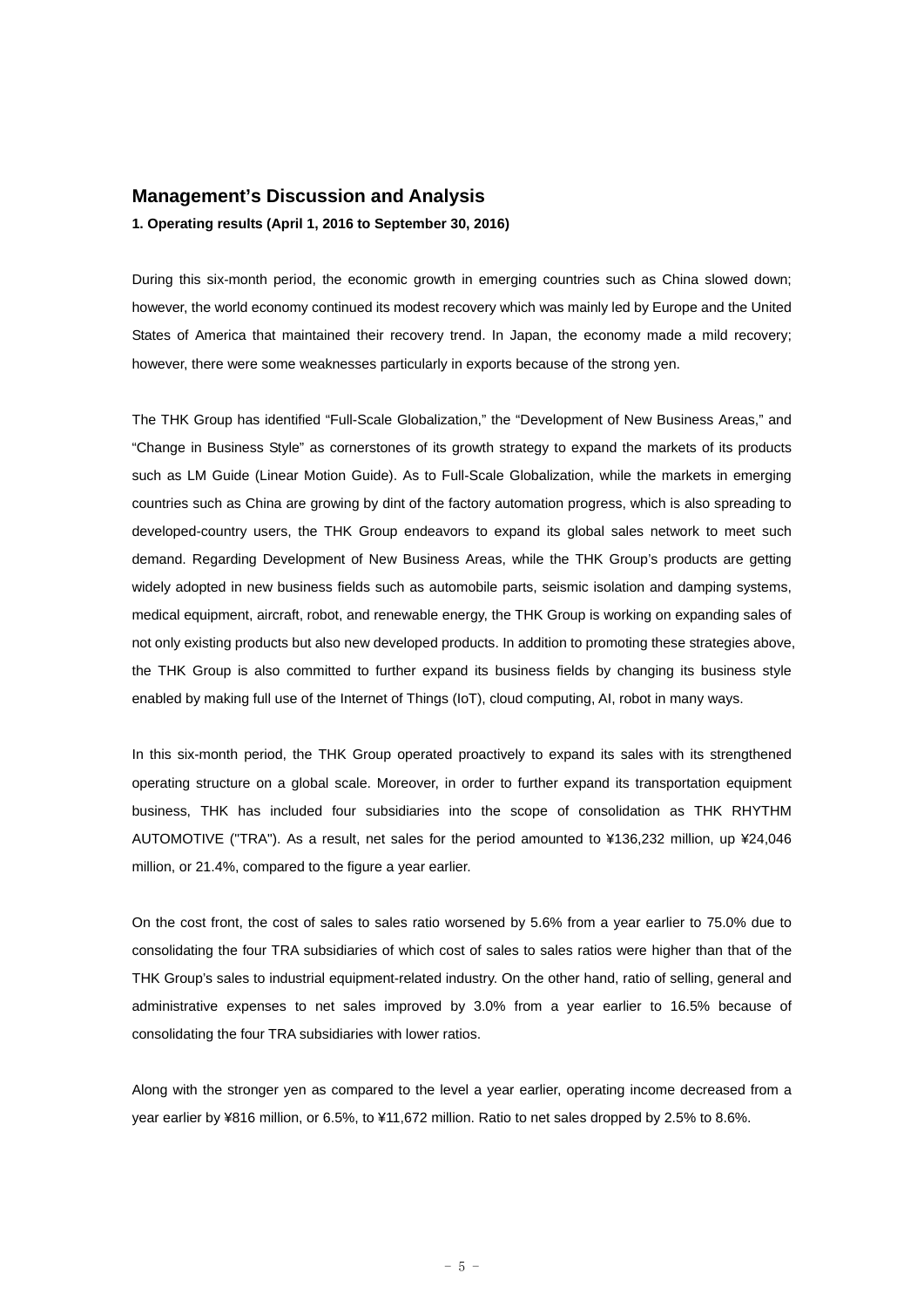## Management's Discussion and Analysis

**1. Operating results (April 1, 2016 to September 30, 2016)**

During this six-month period, the economic growth in emerging countries such as China slowed down; however, the world economy continued its modest recovery which was mainly led by Europe and the United States of America that maintained their recovery trend. In Japan, the economy made a mild recovery; however, there were some weaknesses particularly in exports because of the strong yen.

The THK Group has identified "Full-Scale Globalization," the "Development of New Business Areas," and "Change in Business Style" as cornerstones of its growth strategy to expand the markets of its products such as LM Guide (Linear Motion Guide). As to Full-Scale Globalization, while the markets in emerging countries such as China are growing by dint of the factory automation progress, which is also spreading to developed-country users, the THK Group endeavors to expand its global sales network to meet such demand. Regarding Development of New Business Areas, while the THK Group's products are getting widely adopted in new business fields such as automobile parts, seismic isolation and damping systems, medical equipment, aircraft, robot, and renewable energy, the THK Group is working on expanding sales of not only existing products but also new developed products. In addition to promoting these strategies above, the THK Group is also committed to further expand its business fields by changing its business style enabled by making full use of the Internet of Things (IoT), cloud computing, AI, robot in many ways.

In this six-month period, the THK Group operated proactively to expand its sales with its strengthened operating structure on a global scale. Moreover, in order to further expand its transportation equipment business, THK has included four subsidiaries into the scope of consolidation as THK RHYTHM AUTOMOTIVE ("TRA"). As a result, net sales for the period amounted to ¥136,232 million, up ¥24,046 million, or 21.4%, compared to the figure a year earlier.

On the cost front, the cost of sales to sales ratio worsened by 5.6% from a year earlier to 75.0% due to consolidating the four TRA subsidiaries of which cost of sales to sales ratios were higher than that of the THK Group's sales to industrial equipment-related industry. On the other hand, ratio of selling, general and administrative expenses to net sales improved by 3.0% from a year earlier to 16.5% because of consolidating the four TRA subsidiaries with lower ratios.

Along with the stronger yen as compared to the level a year earlier, operating income decreased from a year earlier by ¥816 million, or 6.5%, to ¥11,672 million. Ratio to net sales dropped by 2.5% to 8.6%.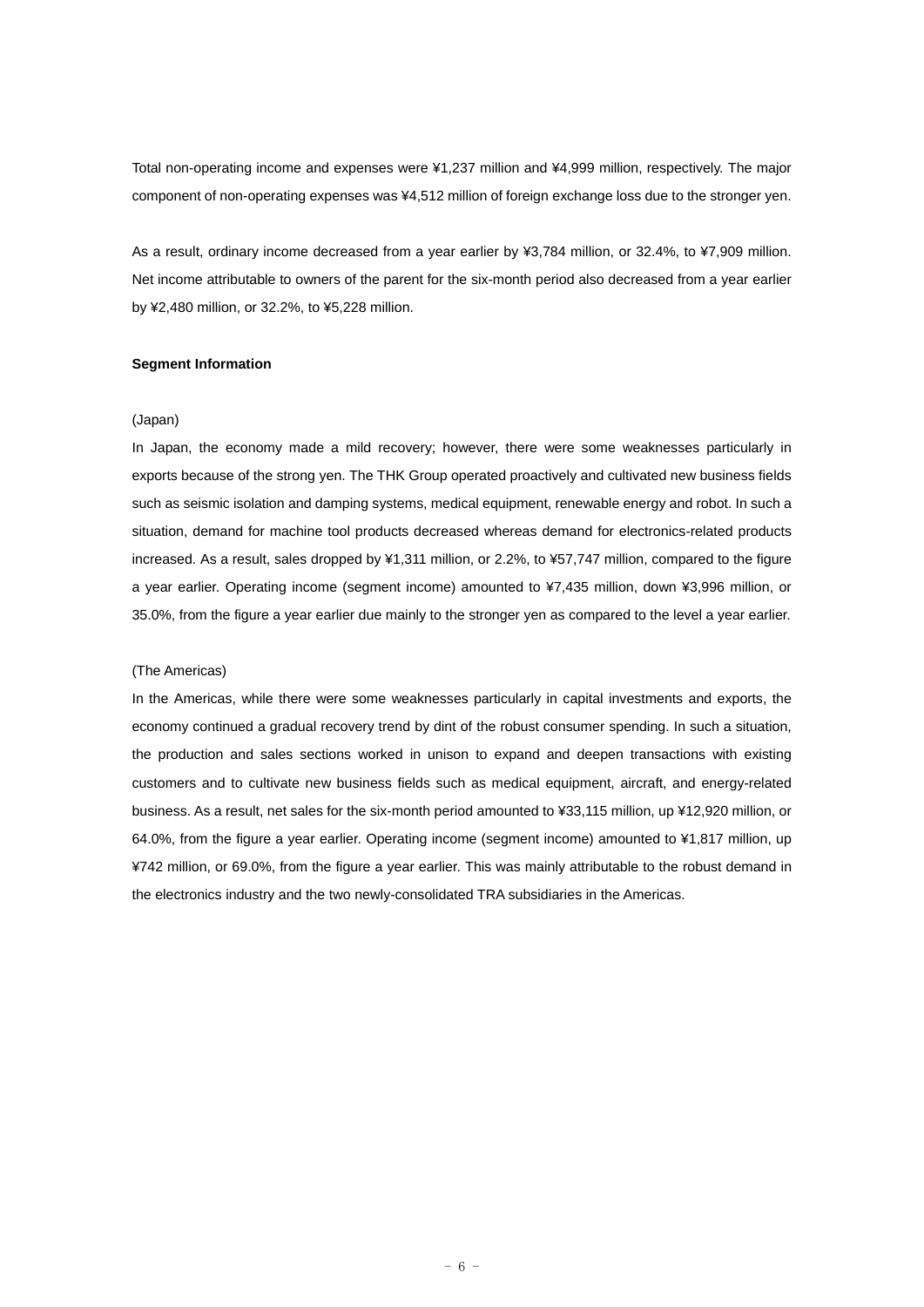Total non-operating income and expenses were ¥1,237 million and ¥4,999 million, respectively. The major component of non-operating expenses was ¥4,512 million of foreign exchange loss due to the stronger yen.

As a result, ordinary income decreased from a year earlier by ¥3,784 million, or 32.4%, to ¥7,909 million. Net income attributable to owners of the parent for the six-month period also decreased from a year earlier by ¥2,480 million, or 32.2%, to ¥5,228 million.

**Segment Information**

(Japan)

In Japan, the economy made a mild recovery; however, there were some weaknesses particularly in exports because of the strong yen. The THK Group operated proactively and cultivated new business fields such as seismic isolation and damping systems, medical equipment, renewable energy and robot. In such a situation, demand for machine tool products decreased whereas demand for electronics-related products increased. As a result, sales dropped by ¥1,311 million, or 2.2%, to ¥57,747 million, compared to the figure a year earlier. Operating income (segment income) amounted to ¥7,435 million, down ¥3,996 million, or 35.0%, from the figure a year earlier due mainly to the stronger yen as compared to the level a year earlier.

(The Americas)

In the Americas, while there were some weaknesses particularly in capital investments and exports, the economy continued a gradual recovery trend by dint of the robust consumer spending. In such a situation, the production and sales sections worked in unison to expand and deepen transactions with existing customers and to cultivate new business fields such as medical equipment, aircraft, and energy-related business. As a result, net sales for the six-month period amounted to ¥33,115 million, up ¥12,920 million, or 64.0%, from the figure a year earlier. Operating income (segment income) amounted to ¥1,817 million, up ¥742 million, or 69.0%, from the figure a year earlier. This was mainly attributable to the robust demand in the electronics industry and the two newly-consolidated TRA subsidiaries in the Americas.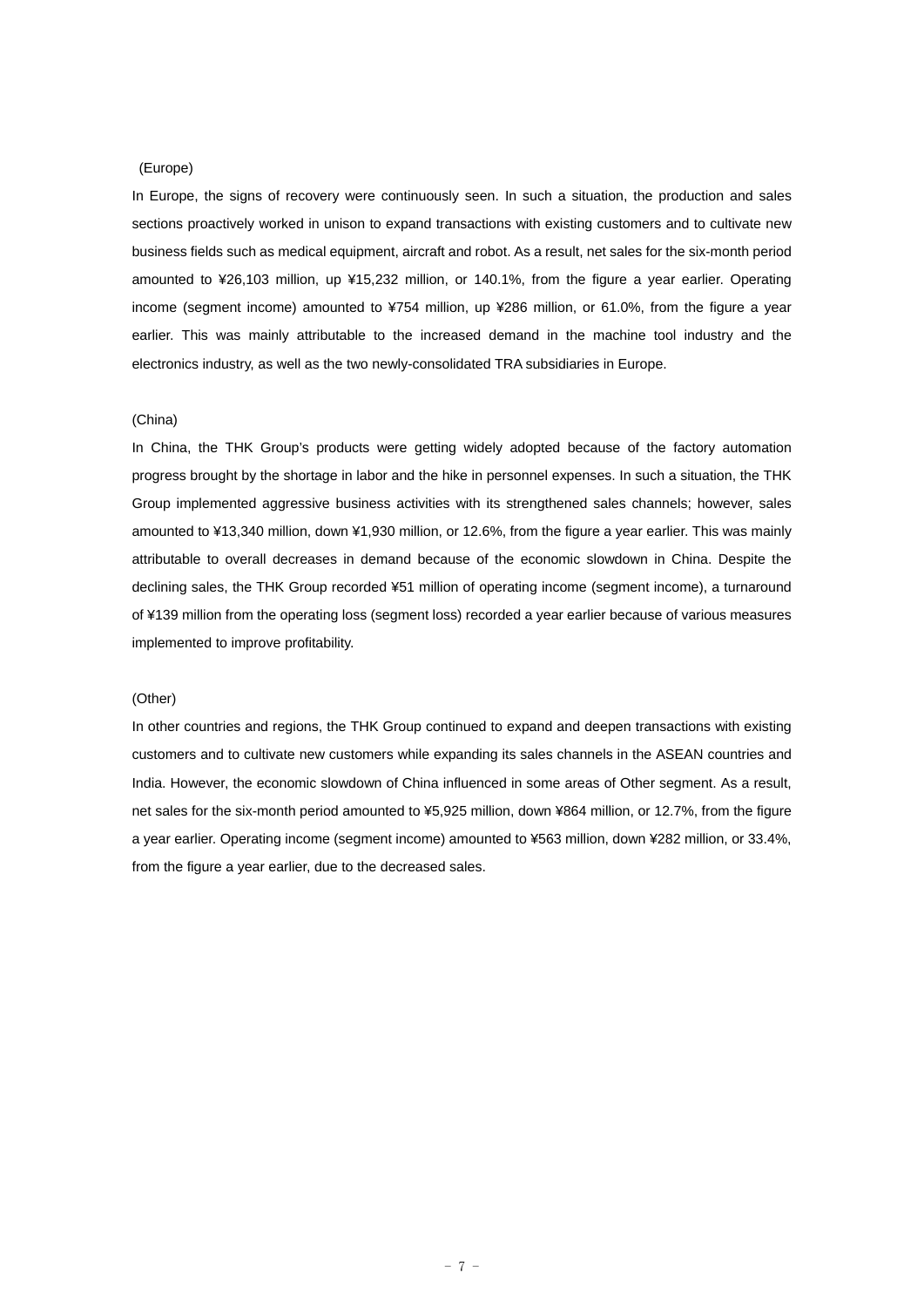(Europe)

In Europe, the signs of recovery were continuously seen. In such a situation, the production and sales sections proactively worked in unison to expand transactions with existing customers and to cultivate new business fields such as medical equipment, aircraft and robot. As a result, net sales for the six-month period amounted to ¥26,103 million, up ¥15,232 million, or 140.1%, from the figure a year earlier. Operating income (segment income) amounted to ¥754 million, up ¥286 million, or 61.0%, from the figure a year earlier. This was mainly attributable to the increased demand in the machine tool industry and the electronics industry, as well as the two newly-consolidated TRA subsidiaries in Europe.

(China)

In China, the THK Group's products were getting widely adopted because of the factory automation progress brought by the shortage in labor and the hike in personnel expenses. In such a situation, the THK Group implemented aggressive business activities with its strengthened sales channels; however, sales amounted to ¥13,340 million, down ¥1,930 million, or 12.6%, from the figure a year earlier. This was mainly attributable to overall decreases in demand because of the economic slowdown in China. Despite the declining sales, the THK Group recorded ¥51 million of operating income (segment income), a turnaround of ¥139 million from the operating loss (segment loss) recorded a year earlier because of various measures implemented to improve profitability.

(Other)

In other countries and regions, the THK Group continued to expand and deepen transactions with existing customers and to cultivate new customers while expanding its sales channels in the ASEAN countries and India. However, the economic slowdown of China influenced in some areas of Other segment. As a result, net sales for the six-month period amounted to ¥5,925 million, down ¥864 million, or 12.7%, from the figure a year earlier. Operating income (segment income) amounted to ¥563 million, down ¥282 million, or 33.4%, from the figure a year earlier, due to the decreased sales.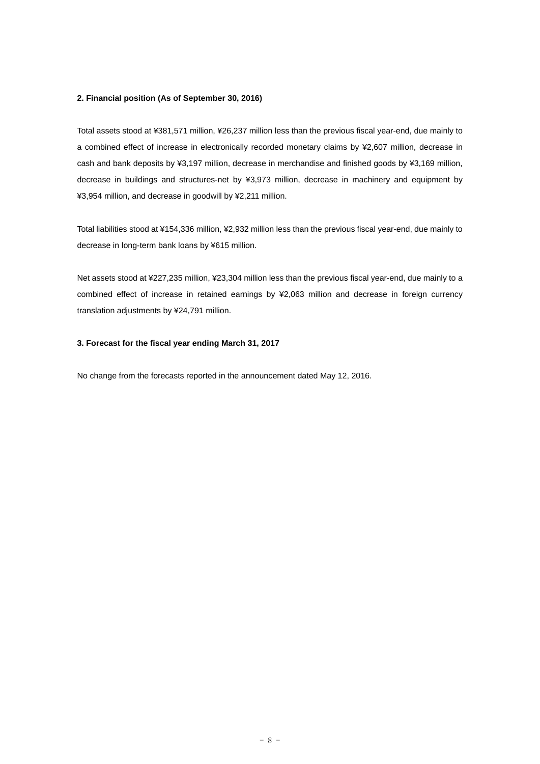### 2. Financial position (As of September 30, 2016)

Total assets stood at ¥381,571 million, ¥26,237 million less than the previous fiscal year-end, due mainly to a combined effect of increase in electronically recorded monetary claims by ¥2,607 million, decrease in cash and bank deposits by ¥3,197 million, decrease in merchandise and finished goods by ¥3,169 million, decrease in buildings and structures-net by ¥3,973 million, decrease in machinery and equipment by ¥3,954 million, and decrease in goodwill by ¥2,211 million.

Total liabilities stood at ¥154,336 million, ¥2,932 million less than the previous fiscal year-end, due mainly to decrease in long-term bank loans by ¥615 million.

Net assets stood at ¥227,235 million, ¥23,304 million less than the previous fiscal year-end, due mainly to a combined effect of increase in retained earnings by ¥2,063 million and decrease in foreign currency translation adjustments by ¥24,791 million.

### 3. Forecast for the fiscal year ending March 31, 2017

No change from the forecasts reported in the announcement dated May 12, 2016.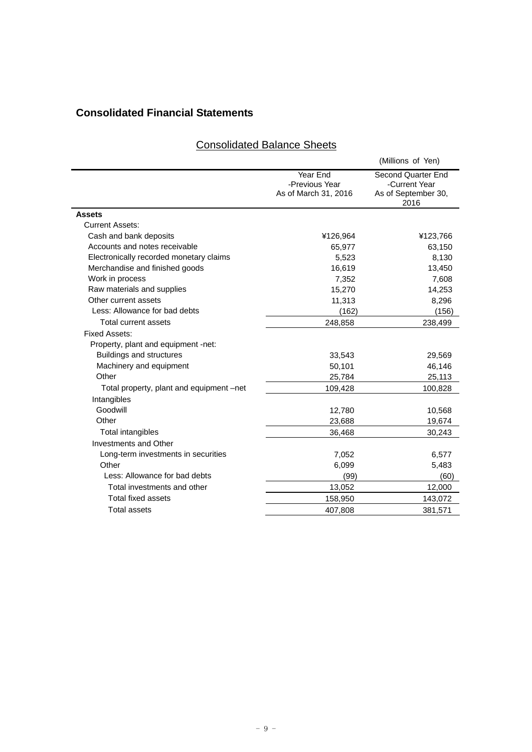## Consolidated Financial Statements

### Consolidated Balance Sheets

(Millions of Yen)

| | Year End -Previous Year As of March 31, 2016 | Second Quarter End -Current Year As of September 30, 2016 |
|---|---|---|
| **Assets** | | |
| Current Assets: | | |
| Cash and bank deposits | ¥126,964 | ¥123,766 |
| Accounts and notes receivable | 65,977 | 63,150 |
| Electronically recorded monetary claims | 5,523 | 8,130 |
| Merchandise and finished goods | 16,619 | 13,450 |
| Work in process | 7,352 | 7,608 |
| Raw materials and supplies | 15,270 | 14,253 |
| Other current assets | 11,313 | 8,296 |
| Less: Allowance for bad debts | (162) | (156) |
| Total current assets | 248,858 | 238,499 |
| Fixed Assets: | | |
| Property, plant and equipment -net: | | |
| Buildings and structures | 33,543 | 29,569 |
| Machinery and equipment | 50,101 | 46,146 |
| Other | 25,784 | 25,113 |
| Total property, plant and equipment –net | 109,428 | 100,828 |
| Intangibles | | |
| Goodwill | 12,780 | 10,568 |
| Other | 23,688 | 19,674 |
| Total intangibles | 36,468 | 30,243 |
| Investments and Other | | |
| Long-term investments in securities | 7,052 | 6,577 |
| Other | 6,099 | 5,483 |
| Less: Allowance for bad debts | (99) | (60) |
| Total investments and other | 13,052 | 12,000 |
| Total fixed assets | 158,950 | 143,072 |
| Total assets | 407,808 | 381,571 |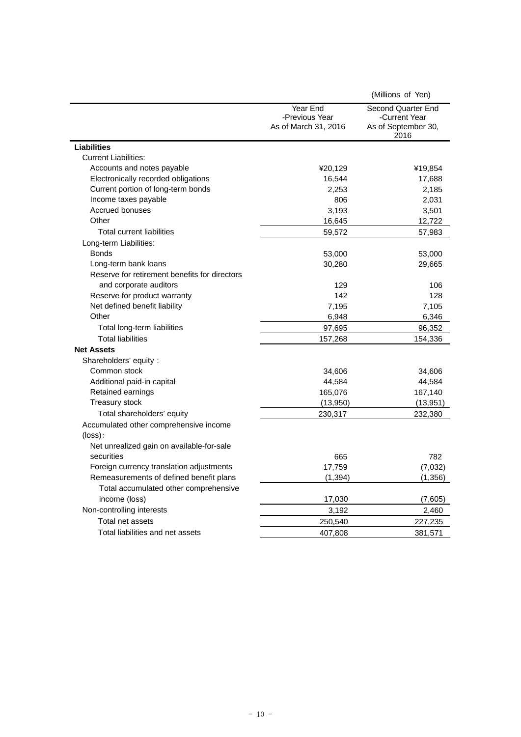(Millions of Yen)

| | Year End -Previous Year As of March 31, 2016 | Second Quarter End -Current Year As of September 30, 2016 |
|---|---|---|
| **Liabilities** | | |
| Current Liabilities: | | |
| Accounts and notes payable | ¥20,129 | ¥19,854 |
| Electronically recorded obligations | 16,544 | 17,688 |
| Current portion of long-term bonds | 2,253 | 2,185 |
| Income taxes payable | 806 | 2,031 |
| Accrued bonuses | 3,193 | 3,501 |
| Other | 16,645 | 12,722 |
| Total current liabilities | 59,572 | 57,983 |
| Long-term Liabilities: | | |
| Bonds | 53,000 | 53,000 |
| Long-term bank loans | 30,280 | 29,665 |
| Reserve for retirement benefits for directors and corporate auditors | 129 | 106 |
| Reserve for product warranty | 142 | 128 |
| Net defined benefit liability | 7,195 | 7,105 |
| Other | 6,948 | 6,346 |
| Total long-term liabilities | 97,695 | 96,352 |
| Total liabilities | 157,268 | 154,336 |
| **Net Assets** | | |
| Shareholders' equity： | | |
| Common stock | 34,606 | 34,606 |
| Additional paid-in capital | 44,584 | 44,584 |
| Retained earnings | 165,076 | 167,140 |
| Treasury stock | (13,950) | (13,951) |
| Total shareholders' equity | 230,317 | 232,380 |
| Accumulated other comprehensive income (loss)： | | |
| Net unrealized gain on available-for-sale securities | 665 | 782 |
| Foreign currency translation adjustments | 17,759 | (7,032) |
| Remeasurements of defined benefit plans | (1,394) | (1,356) |
| Total accumulated other comprehensive income (loss) | 17,030 | (7,605) |
| Non-controlling interests | 3,192 | 2,460 |
| Total net assets | 250,540 | 227,235 |
| Total liabilities and net assets | 407,808 | 381,571 |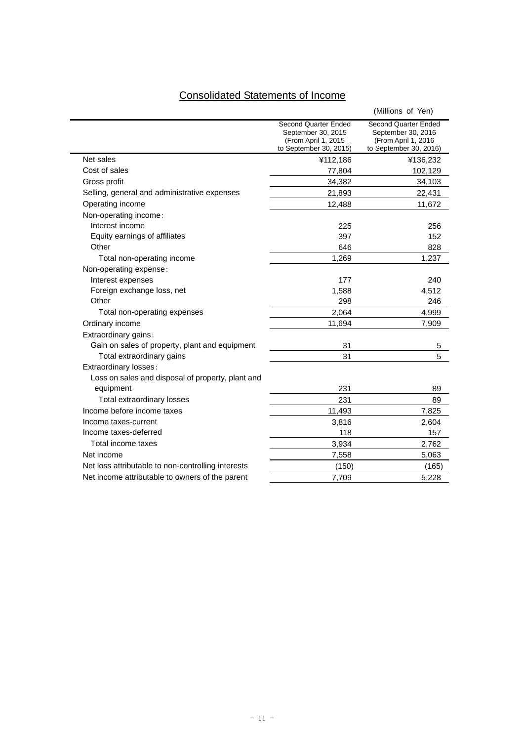# Consolidated Statements of Income

(Millions of Yen)

| | Second Quarter Ended September 30, 2015 (From April 1, 2015 to September 30, 2015) | Second Quarter Ended September 30, 2016 (From April 1, 2016 to September 30, 2016) |
|---|---|---|
| Net sales | ¥112,186 | ¥136,232 |
| Cost of sales | 77,804 | 102,129 |
| Gross profit | 34,382 | 34,103 |
| Selling, general and administrative expenses | 21,893 | 22,431 |
| Operating income | 12,488 | 11,672 |
| Non-operating income : | | |
| Interest income | 225 | 256 |
| Equity earnings of affiliates | 397 | 152 |
| Other | 646 | 828 |
| Total non-operating income | 1,269 | 1,237 |
| Non-operating expense : | | |
| Interest expenses | 177 | 240 |
| Foreign exchange loss, net | 1,588 | 4,512 |
| Other | 298 | 246 |
| Total non-operating expenses | 2,064 | 4,999 |
| Ordinary income | 11,694 | 7,909 |
| Extraordinary gains : | | |
| Gain on sales of property, plant and equipment | 31 | 5 |
| Total extraordinary gains | 31 | 5 |
| Extraordinary losses : | | |
| Loss on sales and disposal of property, plant and equipment | 231 | 89 |
| Total extraordinary losses | 231 | 89 |
| Income before income taxes | 11,493 | 7,825 |
| Income taxes-current | 3,816 | 2,604 |
| Income taxes-deferred | 118 | 157 |
| Total income taxes | 3,934 | 2,762 |
| Net income | 7,558 | 5,063 |
| Net loss attributable to non-controlling interests | (150) | (165) |
| Net income attributable to owners of the parent | 7,709 | 5,228 |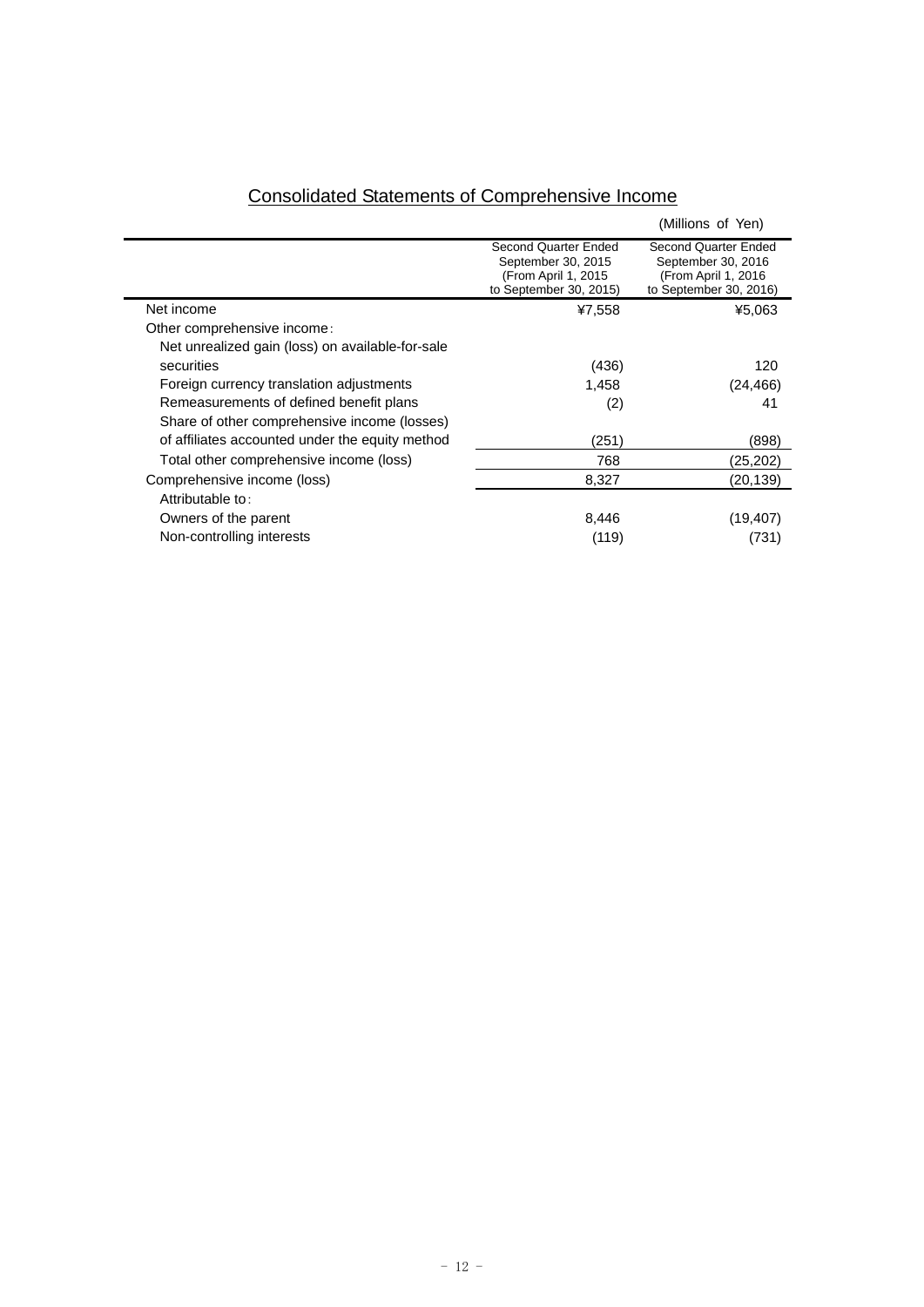# Consolidated Statements of Comprehensive Income

(Millions of Yen)

| | Second Quarter Ended September 30, 2015 (From April 1, 2015 to September 30, 2015) | Second Quarter Ended September 30, 2016 (From April 1, 2016 to September 30, 2016) |
|---|---|---|
| Net income | ¥7,558 | ¥5,063 |
| Other comprehensive income: | | |
| Net unrealized gain (loss) on available-for-sale securities | (436) | 120 |
| Foreign currency translation adjustments | 1,458 | (24,466) |
| Remeasurements of defined benefit plans | (2) | 41 |
| Share of other comprehensive income (losses) of affiliates accounted under the equity method | (251) | (898) |
| Total other comprehensive income (loss) | 768 | (25,202) |
| Comprehensive income (loss) | 8,327 | (20,139) |
| Attributable to: | | |
| Owners of the parent | 8,446 | (19,407) |
| Non-controlling interests | (119) | (731) |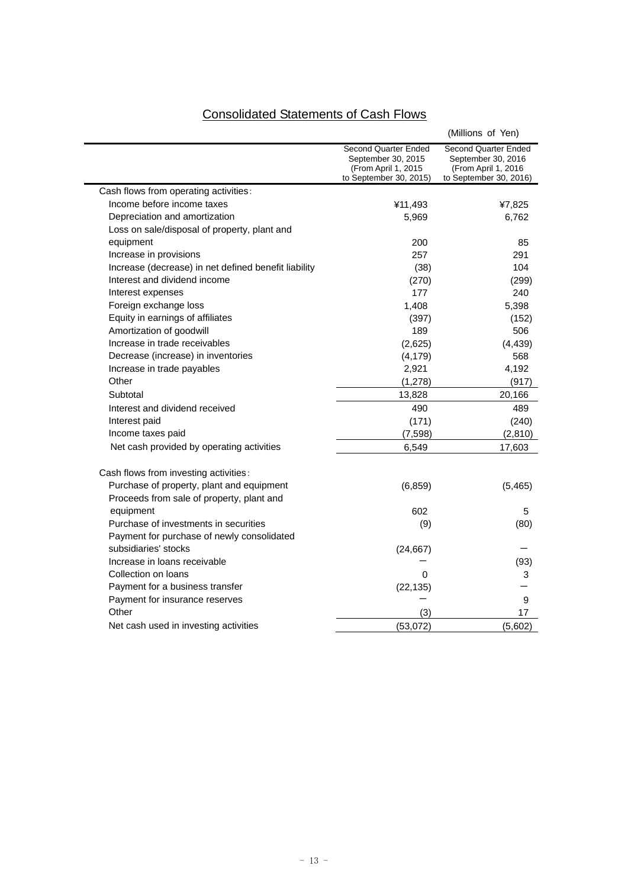## Consolidated Statements of Cash Flows

(Millions of Yen)

| | Second Quarter Ended September 30, 2015 (From April 1, 2015 to September 30, 2015) | Second Quarter Ended September 30, 2016 (From April 1, 2016 to September 30, 2016) |
|---|---|---|
| Cash flows from operating activities: | | |
| Income before income taxes | ¥11,493 | ¥7,825 |
| Depreciation and amortization | 5,969 | 6,762 |
| Loss on sale/disposal of property, plant and equipment | 200 | 85 |
| Increase in provisions | 257 | 291 |
| Increase (decrease) in net defined benefit liability | (38) | 104 |
| Interest and dividend income | (270) | (299) |
| Interest expenses | 177 | 240 |
| Foreign exchange loss | 1,408 | 5,398 |
| Equity in earnings of affiliates | (397) | (152) |
| Amortization of goodwill | 189 | 506 |
| Increase in trade receivables | (2,625) | (4,439) |
| Decrease (increase) in inventories | (4,179) | 568 |
| Increase in trade payables | 2,921 | 4,192 |
| Other | (1,278) | (917) |
| Subtotal | 13,828 | 20,166 |
| Interest and dividend received | 490 | 489 |
| Interest paid | (171) | (240) |
| Income taxes paid | (7,598) | (2,810) |
| Net cash provided by operating activities | 6,549 | 17,603 |
| | | |
| Cash flows from investing activities: | | |
| Purchase of property, plant and equipment | (6,859) | (5,465) |
| Proceeds from sale of property, plant and equipment | 602 | 5 |
| Purchase of investments in securities | (9) | (80) |
| Payment for purchase of newly consolidated subsidiaries' stocks | (24,667) | － |
| Increase in loans receivable | － | (93) |
| Collection on loans | 0 | 3 |
| Payment for a business transfer | (22,135) | － |
| Payment for insurance reserves | － | 9 |
| Other | (3) | 17 |
| Net cash used in investing activities | (53,072) | (5,602) |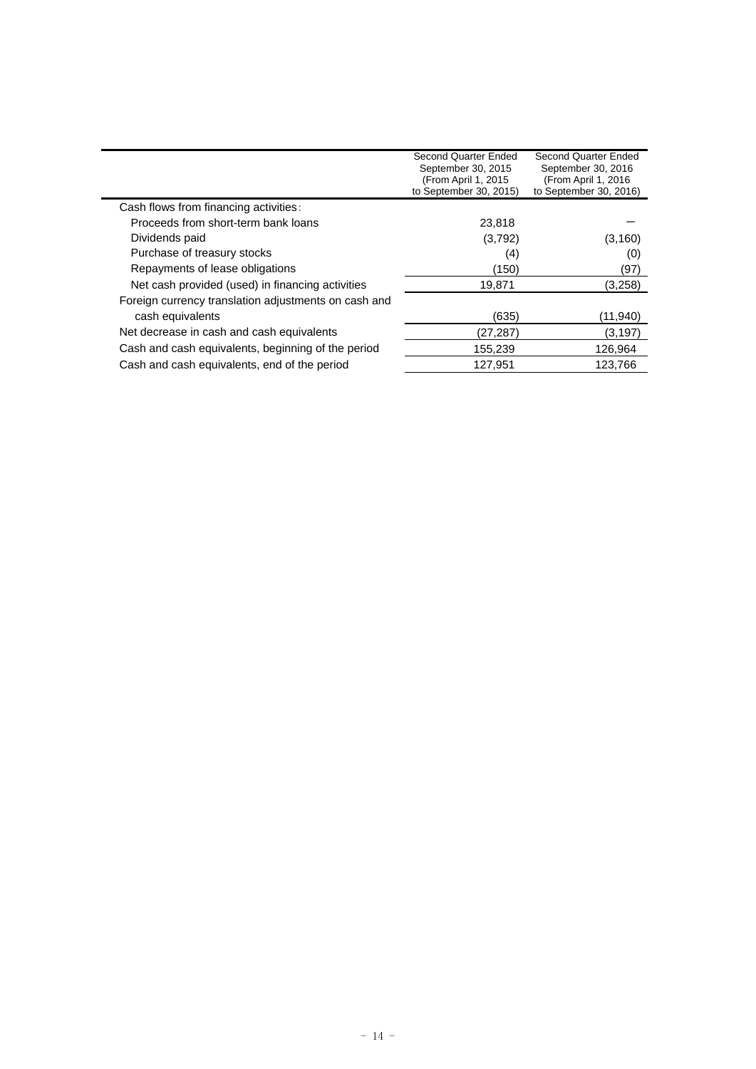| | Second Quarter Ended September 30, 2015 (From April 1, 2015 to September 30, 2015) | Second Quarter Ended September 30, 2016 (From April 1, 2016 to September 30, 2016) |
|---|---|---|
| Cash flows from financing activities: | | |
| Proceeds from short-term bank loans | 23,818 | － |
| Dividends paid | (3,792) | (3,160) |
| Purchase of treasury stocks | (4) | (0) |
| Repayments of lease obligations | (150) | (97) |
| Net cash provided (used) in financing activities | 19,871 | (3,258) |
| Foreign currency translation adjustments on cash and cash equivalents | (635) | (11,940) |
| Net decrease in cash and cash equivalents | (27,287) | (3,197) |
| Cash and cash equivalents, beginning of the period | 155,239 | 126,964 |
| Cash and cash equivalents, end of the period | 127,951 | 123,766 |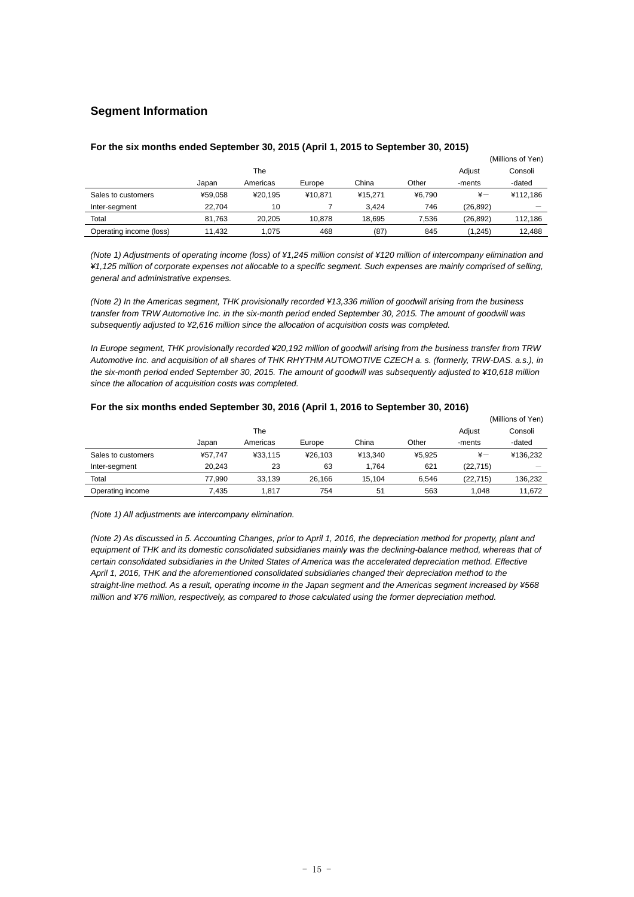## Segment Information

### For the six months ended September 30, 2015 (April 1, 2015 to September 30, 2015)

(Millions of Yen)

| | Japan | The Americas | Europe | China | Other | Adjustments | Consolidated |
|---|---|---|---|---|---|---|---|
| Sales to customers | ¥59,058 | ¥20,195 | ¥10,871 | ¥15,271 | ¥6,790 | ¥― | ¥112,186 |
| Inter-segment | 22,704 | 10 | 7 | 3,424 | 746 | (26,892) | ― |
| Total | 81,763 | 20,205 | 10,878 | 18,695 | 7,536 | (26,892) | 112,186 |
| Operating income (loss) | 11,432 | 1,075 | 468 | (87) | 845 | (1,245) | 12,488 |

*(Note 1) Adjustments of operating income (loss) of ¥1,245 million consist of ¥120 million of intercompany elimination and ¥1,125 million of corporate expenses not allocable to a specific segment. Such expenses are mainly comprised of selling, general and administrative expenses.*

*(Note 2) In the Americas segment, THK provisionally recorded ¥13,336 million of goodwill arising from the business transfer from TRW Automotive Inc. in the six-month period ended September 30, 2015. The amount of goodwill was subsequently adjusted to ¥2,616 million since the allocation of acquisition costs was completed.*

*In Europe segment, THK provisionally recorded ¥20,192 million of goodwill arising from the business transfer from TRW Automotive Inc. and acquisition of all shares of THK RHYTHM AUTOMOTIVE CZECH a. s. (formerly, TRW-DAS. a.s.), in the six-month period ended September 30, 2015. The amount of goodwill was subsequently adjusted to ¥10,618 million since the allocation of acquisition costs was completed.*

### For the six months ended September 30, 2016 (April 1, 2016 to September 30, 2016)

(Millions of Yen)

| | Japan | The Americas | Europe | China | Other | Adjustments | Consolidated |
|---|---|---|---|---|---|---|---|
| Sales to customers | ¥57,747 | ¥33,115 | ¥26,103 | ¥13,340 | ¥5,925 | ¥― | ¥136,232 |
| Inter-segment | 20,243 | 23 | 63 | 1,764 | 621 | (22,715) | ― |
| Total | 77,990 | 33,139 | 26,166 | 15,104 | 6,546 | (22,715) | 136,232 |
| Operating income | 7,435 | 1,817 | 754 | 51 | 563 | 1,048 | 11,672 |

*(Note 1) All adjustments are intercompany elimination.*

*(Note 2) As discussed in 5. Accounting Changes, prior to April 1, 2016, the depreciation method for property, plant and equipment of THK and its domestic consolidated subsidiaries mainly was the declining-balance method, whereas that of certain consolidated subsidiaries in the United States of America was the accelerated depreciation method. Effective April 1, 2016, THK and the aforementioned consolidated subsidiaries changed their depreciation method to the straight-line method. As a result, operating income in the Japan segment and the Americas segment increased by ¥568 million and ¥76 million, respectively, as compared to those calculated using the former depreciation method.*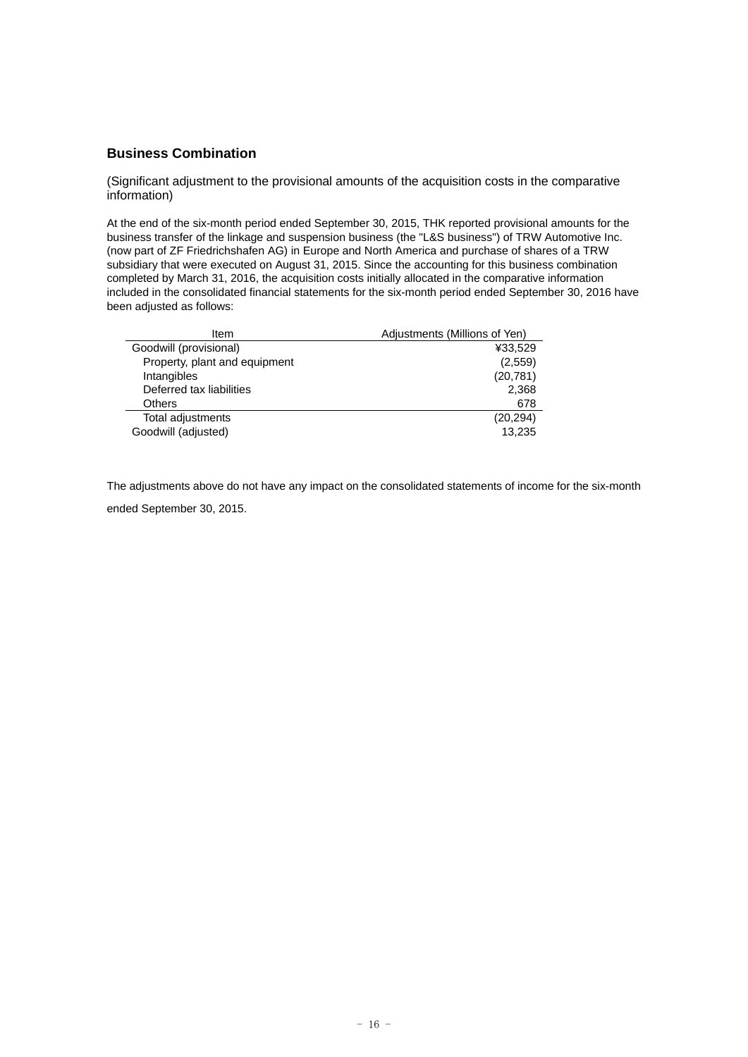## Business Combination

(Significant adjustment to the provisional amounts of the acquisition costs in the comparative information)

At the end of the six-month period ended September 30, 2015, THK reported provisional amounts for the business transfer of the linkage and suspension business (the "L&S business") of TRW Automotive Inc. (now part of ZF Friedrichshafen AG) in Europe and North America and purchase of shares of a TRW subsidiary that were executed on August 31, 2015. Since the accounting for this business combination completed by March 31, 2016, the acquisition costs initially allocated in the comparative information included in the consolidated financial statements for the six-month period ended September 30, 2016 have been adjusted as follows:

| Item | Adjustments (Millions of Yen) |
|---|---|
| Goodwill (provisional) | ¥33,529 |
| Property, plant and equipment | (2,559) |
| Intangibles | (20,781) |
| Deferred tax liabilities | 2,368 |
| Others | 678 |
| Total adjustments | (20,294) |
| Goodwill (adjusted) | 13,235 |

The adjustments above do not have any impact on the consolidated statements of income for the six-month ended September 30, 2015.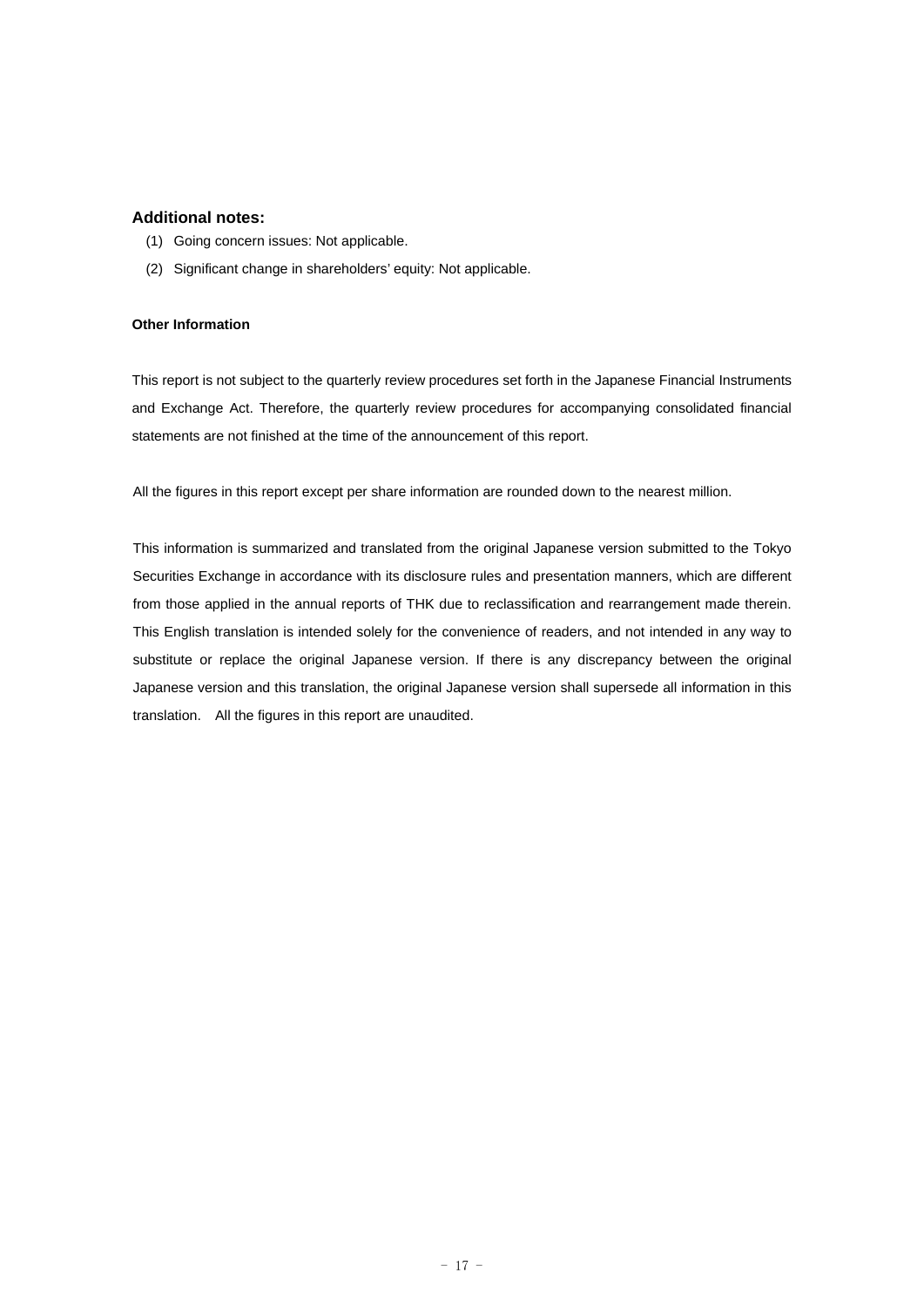## Additional notes:

(1) Going concern issues: Not applicable.

(2) Significant change in shareholders' equity: Not applicable.

**Other Information**

This report is not subject to the quarterly review procedures set forth in the Japanese Financial Instruments and Exchange Act. Therefore, the quarterly review procedures for accompanying consolidated financial statements are not finished at the time of the announcement of this report.

All the figures in this report except per share information are rounded down to the nearest million.

This information is summarized and translated from the original Japanese version submitted to the Tokyo Securities Exchange in accordance with its disclosure rules and presentation manners, which are different from those applied in the annual reports of THK due to reclassification and rearrangement made therein. This English translation is intended solely for the convenience of readers, and not intended in any way to substitute or replace the original Japanese version. If there is any discrepancy between the original Japanese version and this translation, the original Japanese version shall supersede all information in this translation. All the figures in this report are unaudited.